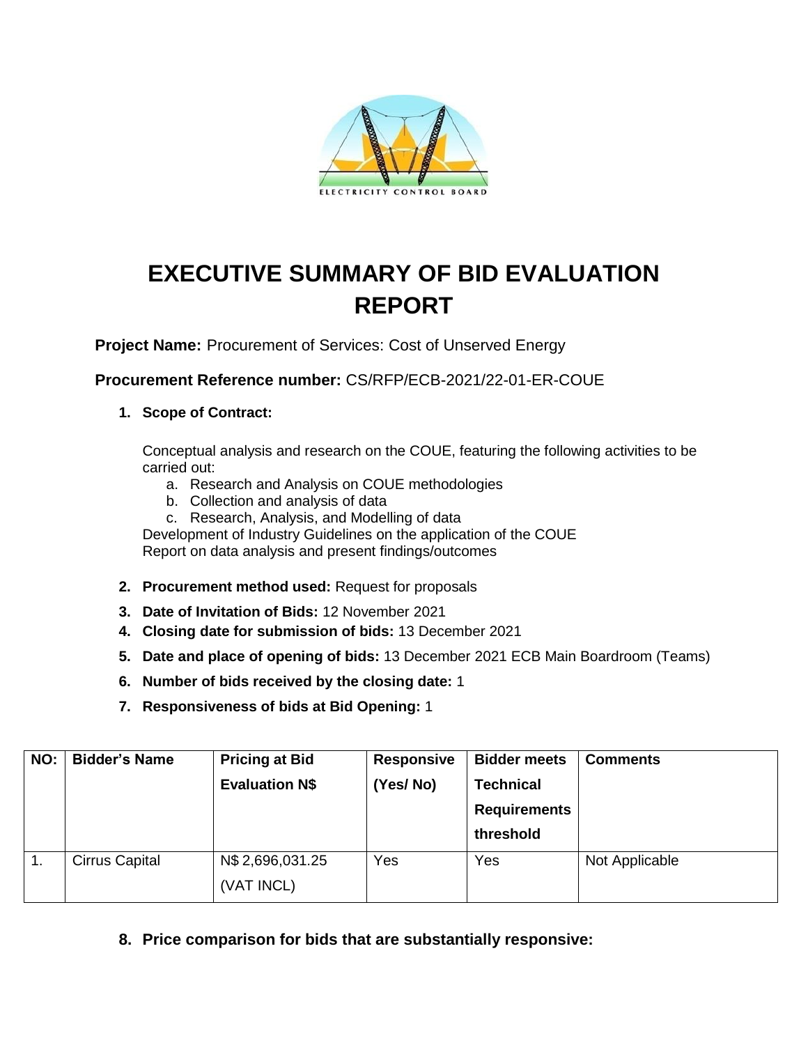ELECTRICITY CONTROL BOARD

# EXECUTIVE SUMMARY OF BID EVALUATION REPORT

**Project Name:** Procurement of Services: Cost of Unserved Energy

**Procurement Reference number:** CS/RFP/ECB-2021/22-01-ER-COUE

1. **Scope of Contract:**

   Conceptual analysis and research on the COUE, featuring the following activities to be carried out:

   a. Research and Analysis on COUE methodologies
   b. Collection and analysis of data
   c. Research, Analysis, and Modelling of data

   Development of Industry Guidelines on the application of the COUE
   Report on data analysis and present findings/outcomes

2. **Procurement method used:** Request for proposals
3. **Date of Invitation of Bids:** 12 November 2021
4. **Closing date for submission of bids:** 13 December 2021
5. **Date and place of opening of bids:** 13 December 2021 ECB Main Boardroom (Teams)
6. **Number of bids received by the closing date:** 1
7. **Responsiveness of bids at Bid Opening:** 1

| NO: | Bidder's Name | Pricing at Bid Evaluation N$ | Responsive (Yes/ No) | Bidder meets Technical Requirements threshold | Comments |
|---|---|---|---|---|---|
| 1. | Cirrus Capital | N$ 2,696,031.25 (VAT INCL) | Yes | Yes | Not Applicable |

8. **Price comparison for bids that are substantially responsive:**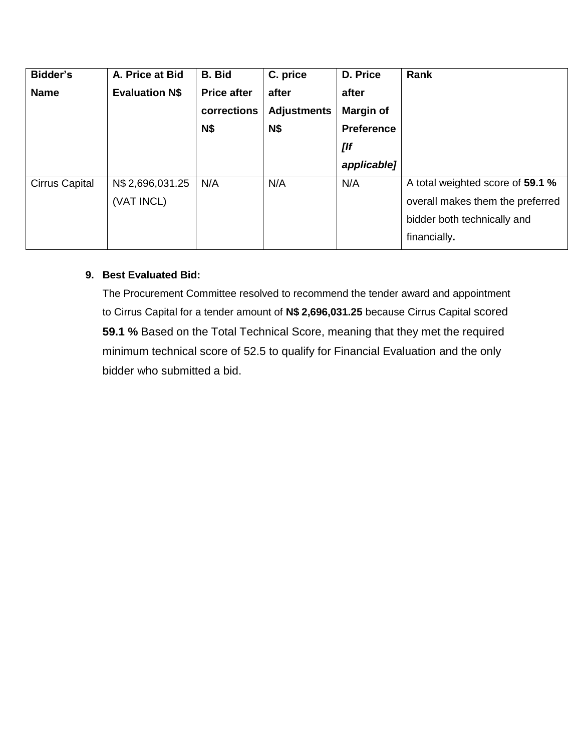| Bidder's Name | A. Price at Bid Evaluation N$ | B. Bid Price after corrections N$ | C. price after Adjustments N$ | D. Price after Margin of Preference *[If applicable]* | Rank |
|---|---|---|---|---|---|
| Cirrus Capital | N$ 2,696,031.25 (VAT INCL) | N/A | N/A | N/A | A total weighted score of **59.1 %** overall makes them the preferred bidder both technically and financially**.** |

**9. Best Evaluated Bid:**

The Procurement Committee resolved to recommend the tender award and appointment to Cirrus Capital for a tender amount of **N$ 2,696,031.25** because Cirrus Capital scored **59.1 %** Based on the Total Technical Score, meaning that they met the required minimum technical score of 52.5 to qualify for Financial Evaluation and the only bidder who submitted a bid.